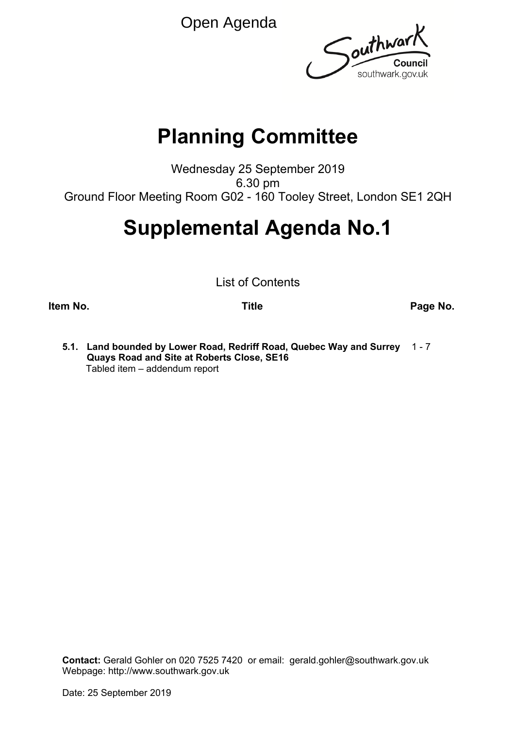Open Agenda

Southwark Council
southwark.gov.uk

# Planning Committee

Wednesday 25 September 2019
6.30 pm
Ground Floor Meeting Room G02 - 160 Tooley Street, London SE1 2QH

# Supplemental Agenda No.1

List of Contents

| Item No. | Title | Page No. |
| --- | --- | --- |
| 5.1. | **Land bounded by Lower Road, Redriff Road, Quebec Way and Surrey Quays Road and Site at Roberts Close, SE16**<br>Tabled item – addendum report | 1 - 7 |

**Contact:** Gerald Gohler on 020 7525 7420 or email: gerald.gohler@southwark.gov.uk
Webpage: http://www.southwark.gov.uk

Date: 25 September 2019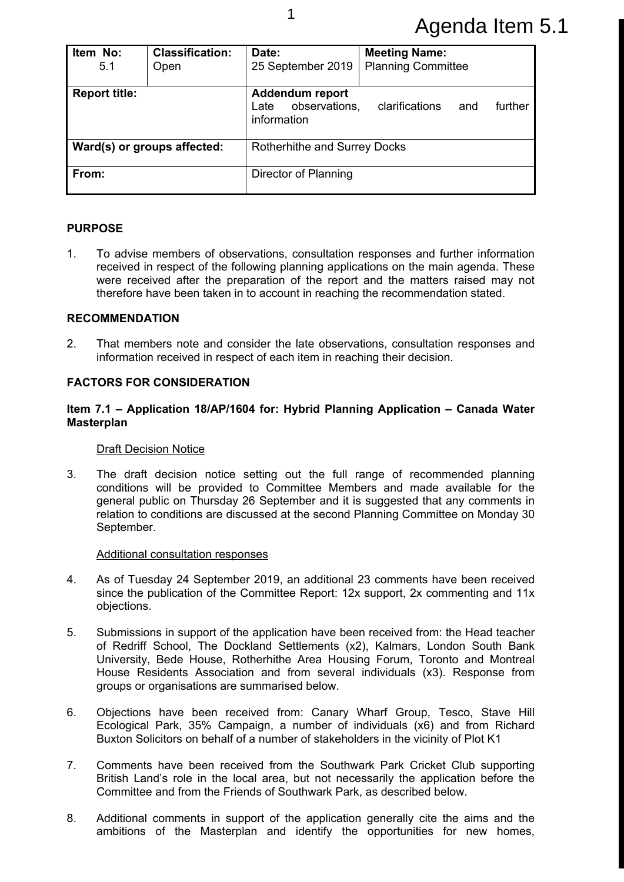Agenda Item 5.1

| Item No: 5.1 | Classification: Open | Date: 25 September 2019 | Meeting Name: Planning Committee |
|---|---|---|---|
| **Report title:** | | **Addendum report** Late observations, clarifications and further information | |
| **Ward(s) or groups affected:** | | Rotherhithe and Surrey Docks | |
| **From:** | | Director of Planning | |

**PURPOSE**

1. To advise members of observations, consultation responses and further information received in respect of the following planning applications on the main agenda. These were received after the preparation of the report and the matters raised may not therefore have been taken in to account in reaching the recommendation stated.

**RECOMMENDATION**

2. That members note and consider the late observations, consultation responses and information received in respect of each item in reaching their decision.

**FACTORS FOR CONSIDERATION**

**Item 7.1 – Application 18/AP/1604 for: Hybrid Planning Application – Canada Water Masterplan**

Draft Decision Notice

3. The draft decision notice setting out the full range of recommended planning conditions will be provided to Committee Members and made available for the general public on Thursday 26 September and it is suggested that any comments in relation to conditions are discussed at the second Planning Committee on Monday 30 September.

Additional consultation responses

4. As of Tuesday 24 September 2019, an additional 23 comments have been received since the publication of the Committee Report: 12x support, 2x commenting and 11x objections.

5. Submissions in support of the application have been received from: the Head teacher of Redriff School, The Dockland Settlements (x2), Kalmars, London South Bank University, Bede House, Rotherhithe Area Housing Forum, Toronto and Montreal House Residents Association and from several individuals (x3). Response from groups or organisations are summarised below.

6. Objections have been received from: Canary Wharf Group, Tesco, Stave Hill Ecological Park, 35% Campaign, a number of individuals (x6) and from Richard Buxton Solicitors on behalf of a number of stakeholders in the vicinity of Plot K1

7. Comments have been received from the Southwark Park Cricket Club supporting British Land's role in the local area, but not necessarily the application before the Committee and from the Friends of Southwark Park, as described below.

8. Additional comments in support of the application generally cite the aims and the ambitions of the Masterplan and identify the opportunities for new homes,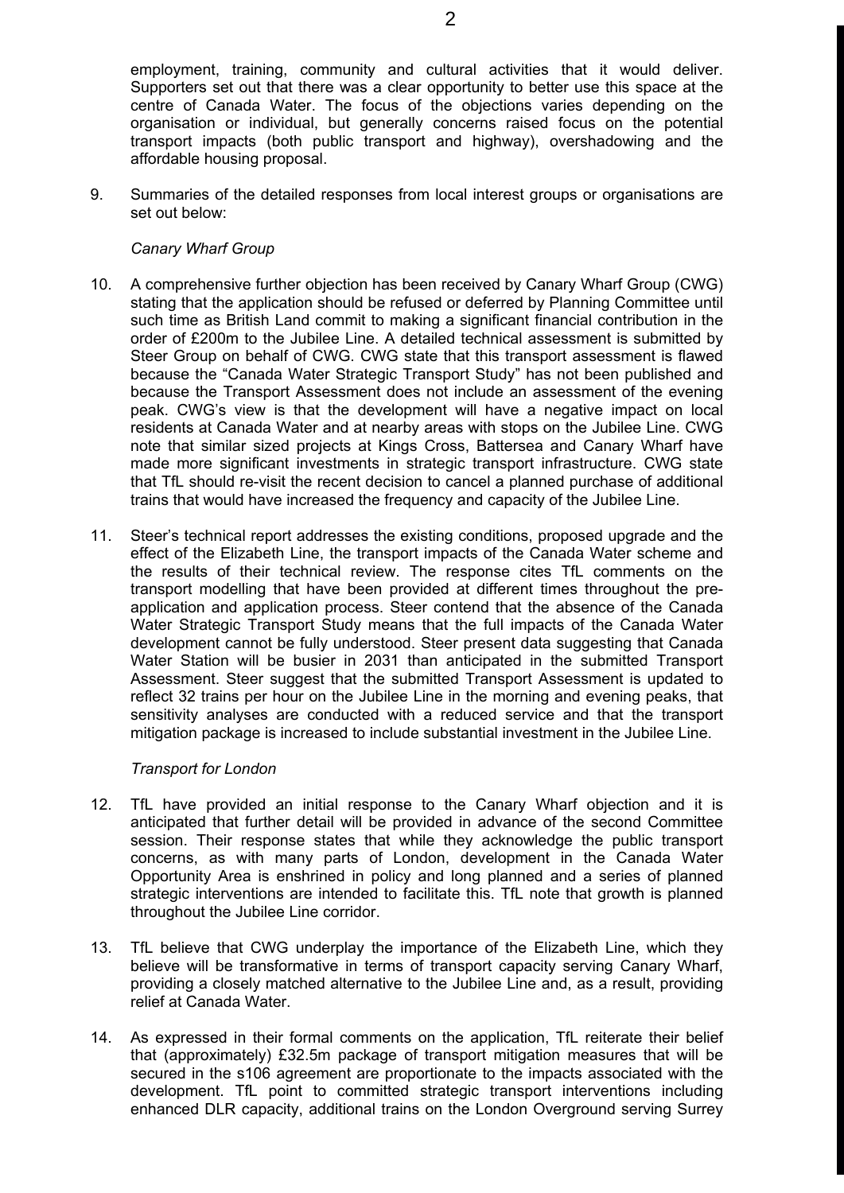employment, training, community and cultural activities that it would deliver. Supporters set out that there was a clear opportunity to better use this space at the centre of Canada Water. The focus of the objections varies depending on the organisation or individual, but generally concerns raised focus on the potential transport impacts (both public transport and highway), overshadowing and the affordable housing proposal.

9. Summaries of the detailed responses from local interest groups or organisations are set out below:

*Canary Wharf Group*

10. A comprehensive further objection has been received by Canary Wharf Group (CWG) stating that the application should be refused or deferred by Planning Committee until such time as British Land commit to making a significant financial contribution in the order of £200m to the Jubilee Line. A detailed technical assessment is submitted by Steer Group on behalf of CWG. CWG state that this transport assessment is flawed because the "Canada Water Strategic Transport Study" has not been published and because the Transport Assessment does not include an assessment of the evening peak. CWG's view is that the development will have a negative impact on local residents at Canada Water and at nearby areas with stops on the Jubilee Line. CWG note that similar sized projects at Kings Cross, Battersea and Canary Wharf have made more significant investments in strategic transport infrastructure. CWG state that TfL should re-visit the recent decision to cancel a planned purchase of additional trains that would have increased the frequency and capacity of the Jubilee Line.

11. Steer's technical report addresses the existing conditions, proposed upgrade and the effect of the Elizabeth Line, the transport impacts of the Canada Water scheme and the results of their technical review. The response cites TfL comments on the transport modelling that have been provided at different times throughout the pre-application and application process. Steer contend that the absence of the Canada Water Strategic Transport Study means that the full impacts of the Canada Water development cannot be fully understood. Steer present data suggesting that Canada Water Station will be busier in 2031 than anticipated in the submitted Transport Assessment. Steer suggest that the submitted Transport Assessment is updated to reflect 32 trains per hour on the Jubilee Line in the morning and evening peaks, that sensitivity analyses are conducted with a reduced service and that the transport mitigation package is increased to include substantial investment in the Jubilee Line.

*Transport for London*

12. TfL have provided an initial response to the Canary Wharf objection and it is anticipated that further detail will be provided in advance of the second Committee session. Their response states that while they acknowledge the public transport concerns, as with many parts of London, development in the Canada Water Opportunity Area is enshrined in policy and long planned and a series of planned strategic interventions are intended to facilitate this. TfL note that growth is planned throughout the Jubilee Line corridor.

13. TfL believe that CWG underplay the importance of the Elizabeth Line, which they believe will be transformative in terms of transport capacity serving Canary Wharf, providing a closely matched alternative to the Jubilee Line and, as a result, providing relief at Canada Water.

14. As expressed in their formal comments on the application, TfL reiterate their belief that (approximately) £32.5m package of transport mitigation measures that will be secured in the s106 agreement are proportionate to the impacts associated with the development. TfL point to committed strategic transport interventions including enhanced DLR capacity, additional trains on the London Overground serving Surrey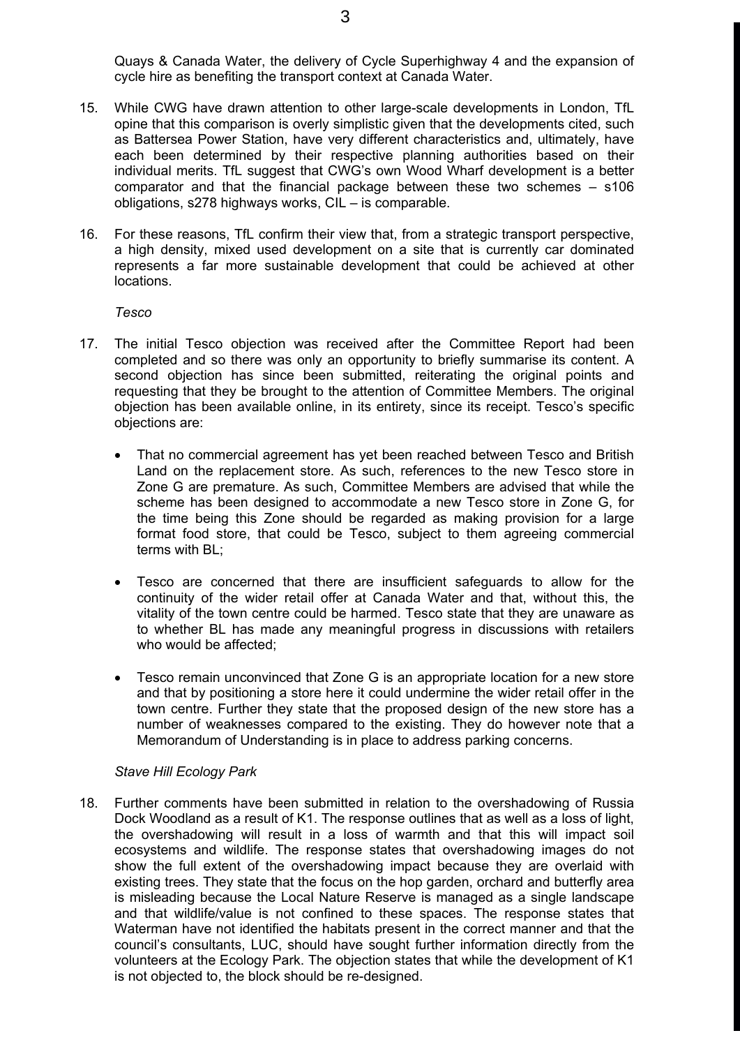Quays & Canada Water, the delivery of Cycle Superhighway 4 and the expansion of cycle hire as benefiting the transport context at Canada Water.

15. While CWG have drawn attention to other large-scale developments in London, TfL opine that this comparison is overly simplistic given that the developments cited, such as Battersea Power Station, have very different characteristics and, ultimately, have each been determined by their respective planning authorities based on their individual merits. TfL suggest that CWG's own Wood Wharf development is a better comparator and that the financial package between these two schemes – s106 obligations, s278 highways works, CIL – is comparable.

16. For these reasons, TfL confirm their view that, from a strategic transport perspective, a high density, mixed used development on a site that is currently car dominated represents a far more sustainable development that could be achieved at other locations.

*Tesco*

17. The initial Tesco objection was received after the Committee Report had been completed and so there was only an opportunity to briefly summarise its content. A second objection has since been submitted, reiterating the original points and requesting that they be brought to the attention of Committee Members. The original objection has been available online, in its entirety, since its receipt. Tesco's specific objections are:

   - That no commercial agreement has yet been reached between Tesco and British Land on the replacement store. As such, references to the new Tesco store in Zone G are premature. As such, Committee Members are advised that while the scheme has been designed to accommodate a new Tesco store in Zone G, for the time being this Zone should be regarded as making provision for a large format food store, that could be Tesco, subject to them agreeing commercial terms with BL;

   - Tesco are concerned that there are insufficient safeguards to allow for the continuity of the wider retail offer at Canada Water and that, without this, the vitality of the town centre could be harmed. Tesco state that they are unaware as to whether BL has made any meaningful progress in discussions with retailers who would be affected;

   - Tesco remain unconvinced that Zone G is an appropriate location for a new store and that by positioning a store here it could undermine the wider retail offer in the town centre. Further they state that the proposed design of the new store has a number of weaknesses compared to the existing. They do however note that a Memorandum of Understanding is in place to address parking concerns.

*Stave Hill Ecology Park*

18. Further comments have been submitted in relation to the overshadowing of Russia Dock Woodland as a result of K1. The response outlines that as well as a loss of light, the overshadowing will result in a loss of warmth and that this will impact soil ecosystems and wildlife. The response states that overshadowing images do not show the full extent of the overshadowing impact because they are overlaid with existing trees. They state that the focus on the hop garden, orchard and butterfly area is misleading because the Local Nature Reserve is managed as a single landscape and that wildlife/value is not confined to these spaces. The response states that Waterman have not identified the habitats present in the correct manner and that the council's consultants, LUC, should have sought further information directly from the volunteers at the Ecology Park. The objection states that while the development of K1 is not objected to, the block should be re-designed.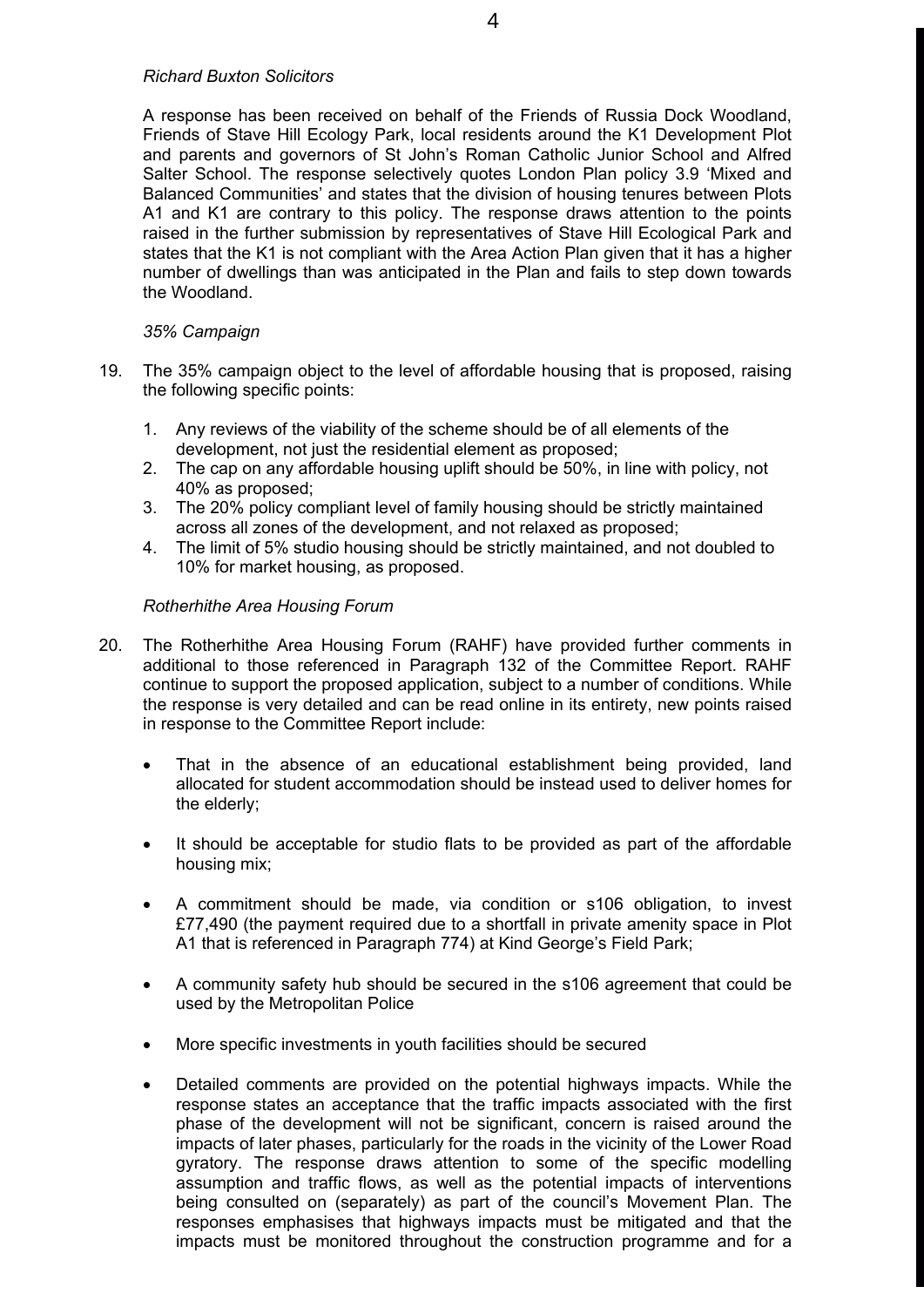*Richard Buxton Solicitors*

A response has been received on behalf of the Friends of Russia Dock Woodland, Friends of Stave Hill Ecology Park, local residents around the K1 Development Plot and parents and governors of St John's Roman Catholic Junior School and Alfred Salter School. The response selectively quotes London Plan policy 3.9 'Mixed and Balanced Communities' and states that the division of housing tenures between Plots A1 and K1 are contrary to this policy. The response draws attention to the points raised in the further submission by representatives of Stave Hill Ecological Park and states that the K1 is not compliant with the Area Action Plan given that it has a higher number of dwellings than was anticipated in the Plan and fails to step down towards the Woodland.

*35% Campaign*

19. The 35% campaign object to the level of affordable housing that is proposed, raising the following specific points:

    1. Any reviews of the viability of the scheme should be of all elements of the development, not just the residential element as proposed;
    2. The cap on any affordable housing uplift should be 50%, in line with policy, not 40% as proposed;
    3. The 20% policy compliant level of family housing should be strictly maintained across all zones of the development, and not relaxed as proposed;
    4. The limit of 5% studio housing should be strictly maintained, and not doubled to 10% for market housing, as proposed.

*Rotherhithe Area Housing Forum*

20. The Rotherhithe Area Housing Forum (RAHF) have provided further comments in additional to those referenced in Paragraph 132 of the Committee Report. RAHF continue to support the proposed application, subject to a number of conditions. While the response is very detailed and can be read online in its entirety, new points raised in response to the Committee Report include:

    - That in the absence of an educational establishment being provided, land allocated for student accommodation should be instead used to deliver homes for the elderly;

    - It should be acceptable for studio flats to be provided as part of the affordable housing mix;

    - A commitment should be made, via condition or s106 obligation, to invest £77,490 (the payment required due to a shortfall in private amenity space in Plot A1 that is referenced in Paragraph 774) at Kind George's Field Park;

    - A community safety hub should be secured in the s106 agreement that could be used by the Metropolitan Police

    - More specific investments in youth facilities should be secured

    - Detailed comments are provided on the potential highways impacts. While the response states an acceptance that the traffic impacts associated with the first phase of the development will not be significant, concern is raised around the impacts of later phases, particularly for the roads in the vicinity of the Lower Road gyratory. The response draws attention to some of the specific modelling assumption and traffic flows, as well as the potential impacts of interventions being consulted on (separately) as part of the council's Movement Plan. The responses emphasises that highways impacts must be mitigated and that the impacts must be monitored throughout the construction programme and for a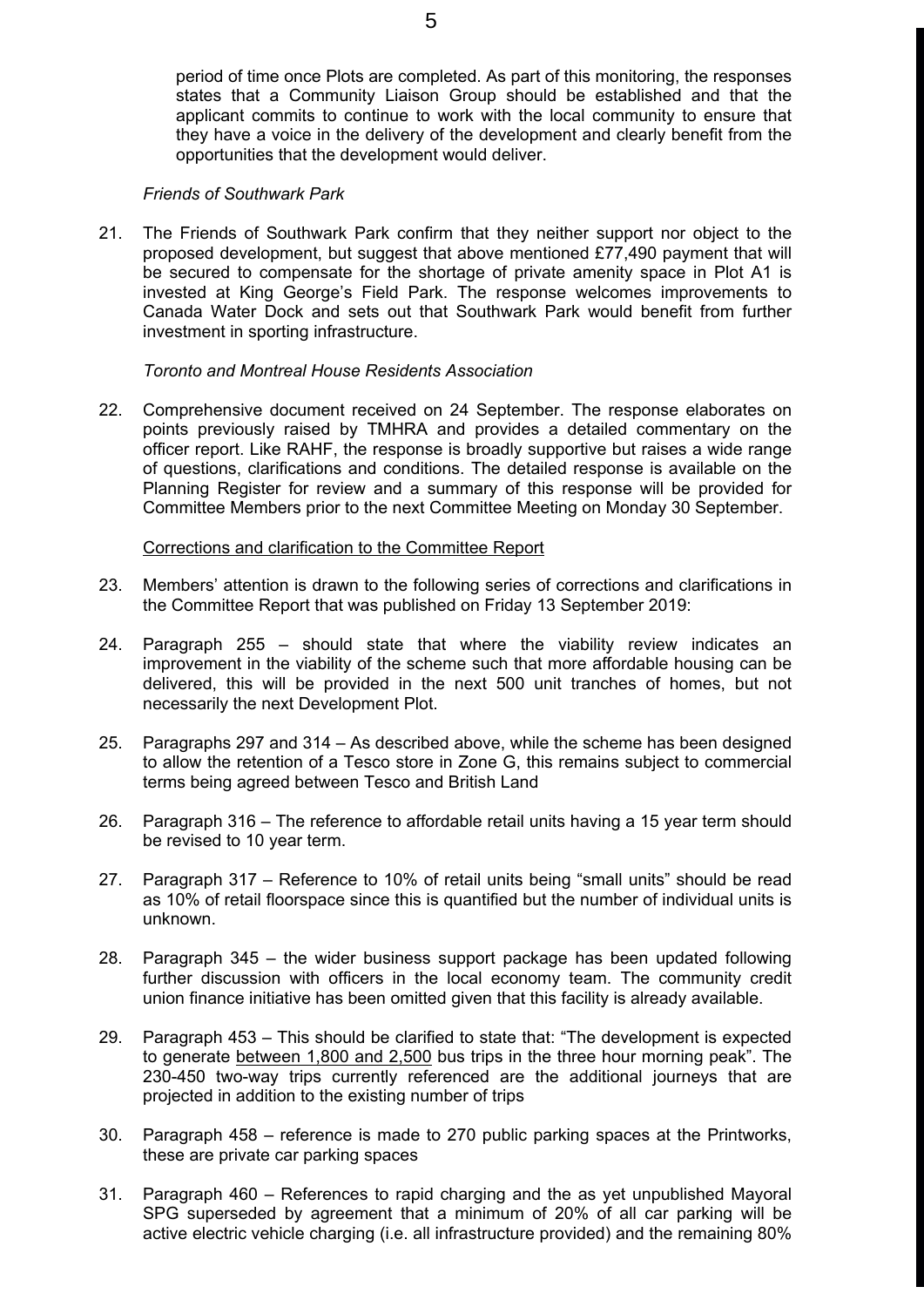period of time once Plots are completed. As part of this monitoring, the responses states that a Community Liaison Group should be established and that the applicant commits to continue to work with the local community to ensure that they have a voice in the delivery of the development and clearly benefit from the opportunities that the development would deliver.

*Friends of Southwark Park*

21. The Friends of Southwark Park confirm that they neither support nor object to the proposed development, but suggest that above mentioned £77,490 payment that will be secured to compensate for the shortage of private amenity space in Plot A1 is invested at King George's Field Park. The response welcomes improvements to Canada Water Dock and sets out that Southwark Park would benefit from further investment in sporting infrastructure.

*Toronto and Montreal House Residents Association*

22. Comprehensive document received on 24 September. The response elaborates on points previously raised by TMHRA and provides a detailed commentary on the officer report. Like RAHF, the response is broadly supportive but raises a wide range of questions, clarifications and conditions. The detailed response is available on the Planning Register for review and a summary of this response will be provided for Committee Members prior to the next Committee Meeting on Monday 30 September.

<u>Corrections and clarification to the Committee Report</u>

23. Members' attention is drawn to the following series of corrections and clarifications in the Committee Report that was published on Friday 13 September 2019:

24. Paragraph 255 – should state that where the viability review indicates an improvement in the viability of the scheme such that more affordable housing can be delivered, this will be provided in the next 500 unit tranches of homes, but not necessarily the next Development Plot.

25. Paragraphs 297 and 314 – As described above, while the scheme has been designed to allow the retention of a Tesco store in Zone G, this remains subject to commercial terms being agreed between Tesco and British Land

26. Paragraph 316 – The reference to affordable retail units having a 15 year term should be revised to 10 year term.

27. Paragraph 317 – Reference to 10% of retail units being "small units" should be read as 10% of retail floorspace since this is quantified but the number of individual units is unknown.

28. Paragraph 345 – the wider business support package has been updated following further discussion with officers in the local economy team. The community credit union finance initiative has been omitted given that this facility is already available.

29. Paragraph 453 – This should be clarified to state that: "The development is expected to generate <u>between 1,800 and 2,500</u> bus trips in the three hour morning peak". The 230-450 two-way trips currently referenced are the additional journeys that are projected in addition to the existing number of trips

30. Paragraph 458 – reference is made to 270 public parking spaces at the Printworks, these are private car parking spaces

31. Paragraph 460 – References to rapid charging and the as yet unpublished Mayoral SPG superseded by agreement that a minimum of 20% of all car parking will be active electric vehicle charging (i.e. all infrastructure provided) and the remaining 80%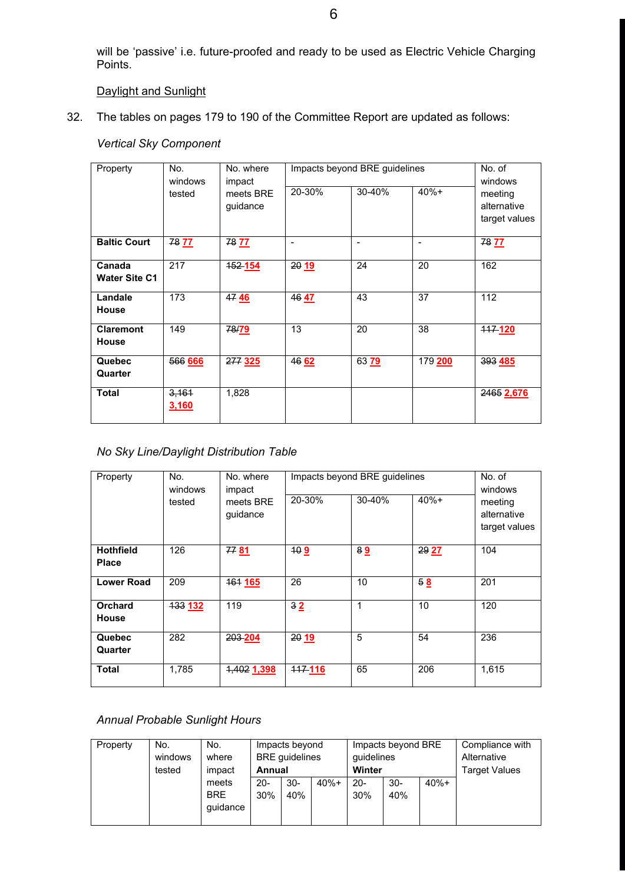will be 'passive' i.e. future-proofed and ready to be used as Electric Vehicle Charging Points.

Daylight and Sunlight

32. The tables on pages 179 to 190 of the Committee Report are updated as follows:

*Vertical Sky Component*

| Property | No. windows tested | No. where impact meets BRE guidance | Impacts beyond BRE guidelines | | | No. of windows meeting alternative target values |
|---|---|---|---|---|---|---|
| | | | 20-30% | 30-40% | 40%+ | |
| **Baltic Court** | ~~78~~ **77** | ~~78~~ **77** | - | - | - | ~~78~~ **77** |
| **Canada Water Site C1** | 217 | ~~152~~ **154** | ~~20~~ **19** | 24 | 20 | 162 |
| **Landale House** | 173 | ~~47~~ **46** | ~~46~~ **47** | 43 | 37 | 112 |
| **Claremont House** | 149 | ~~78~~/**79** | 13 | 20 | 38 | ~~117~~ **120** |
| **Quebec Quarter** | ~~566~~ **666** | ~~277~~ **325** | ~~46~~ **62** | 63 **79** | 179 **200** | ~~393~~ **485** |
| **Total** | ~~3,161~~ **3,160** | 1,828 | | | | ~~2465~~ **2,676** |

*No Sky Line/Daylight Distribution Table*

| Property | No. windows tested | No. where impact meets BRE guidance | Impacts beyond BRE guidelines | | | No. of windows meeting alternative target values |
|---|---|---|---|---|---|---|
| | | | 20-30% | 30-40% | 40%+ | |
| **Hothfield Place** | 126 | ~~77~~ **81** | ~~10~~ **9** | ~~8~~ **9** | ~~29~~ **27** | 104 |
| **Lower Road** | 209 | ~~161~~ **165** | 26 | 10 | ~~5~~ **8** | 201 |
| **Orchard House** | ~~133~~ **132** | 119 | ~~3~~ **2** | 1 | 10 | 120 |
| **Quebec Quarter** | 282 | ~~203~~ **204** | ~~20~~ **19** | 5 | 54 | 236 |
| **Total** | 1,785 | ~~1,402~~ **1,398** | ~~117~~ **116** | 65 | 206 | 1,615 |

*Annual Probable Sunlight Hours*

| Property | No. windows tested | No. where impact meets BRE guidance | Impacts beyond BRE guidelines **Annual** | | | Impacts beyond BRE guidelines **Winter** | | | Compliance with Alternative Target Values |
|---|---|---|---|---|---|---|---|---|---|
| | | | 20-30% | 30-40% | 40%+ | 20-30% | 30-40% | 40%+ | |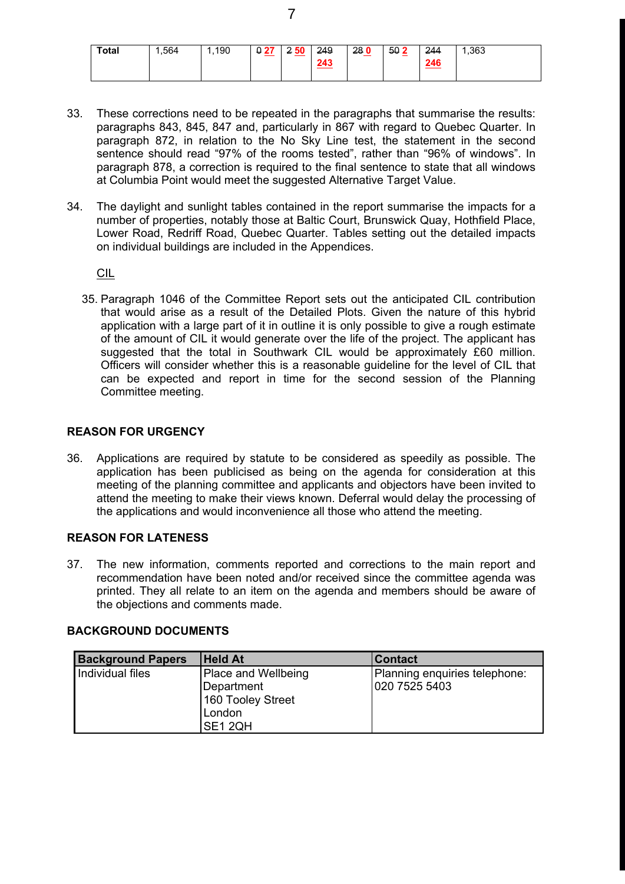| | | | | | | | | | |
|---|---|---|---|---|---|---|---|---|---|
| **Total** | 1,564 | 1,190 | ~~0~~ **27** | ~~2~~ **50** | ~~249~~ **243** | ~~28~~ **0** | ~~50~~ **2** | ~~244~~ **246** | 1,363 |

33. These corrections need to be repeated in the paragraphs that summarise the results: paragraphs 843, 845, 847 and, particularly in 867 with regard to Quebec Quarter. In paragraph 872, in relation to the No Sky Line test, the statement in the second sentence should read "97% of the rooms tested", rather than "96% of windows". In paragraph 878, a correction is required to the final sentence to state that all windows at Columbia Point would meet the suggested Alternative Target Value.

34. The daylight and sunlight tables contained in the report summarise the impacts for a number of properties, notably those at Baltic Court, Brunswick Quay, Hothfield Place, Lower Road, Redriff Road, Quebec Quarter. Tables setting out the detailed impacts on individual buildings are included in the Appendices.

CIL

35. Paragraph 1046 of the Committee Report sets out the anticipated CIL contribution that would arise as a result of the Detailed Plots. Given the nature of this hybrid application with a large part of it in outline it is only possible to give a rough estimate of the amount of CIL it would generate over the life of the project. The applicant has suggested that the total in Southwark CIL would be approximately £60 million. Officers will consider whether this is a reasonable guideline for the level of CIL that can be expected and report in time for the second session of the Planning Committee meeting.

## REASON FOR URGENCY

36. Applications are required by statute to be considered as speedily as possible. The application has been publicised as being on the agenda for consideration at this meeting of the planning committee and applicants and objectors have been invited to attend the meeting to make their views known. Deferral would delay the processing of the applications and would inconvenience all those who attend the meeting.

## REASON FOR LATENESS

37. The new information, comments reported and corrections to the main report and recommendation have been noted and/or received since the committee agenda was printed. They all relate to an item on the agenda and members should be aware of the objections and comments made.

## BACKGROUND DOCUMENTS

| Background Papers | Held At | Contact |
|---|---|---|
| Individual files | Place and Wellbeing Department<br>160 Tooley Street<br>London<br>SE1 2QH | Planning enquiries telephone: 020 7525 5403 |